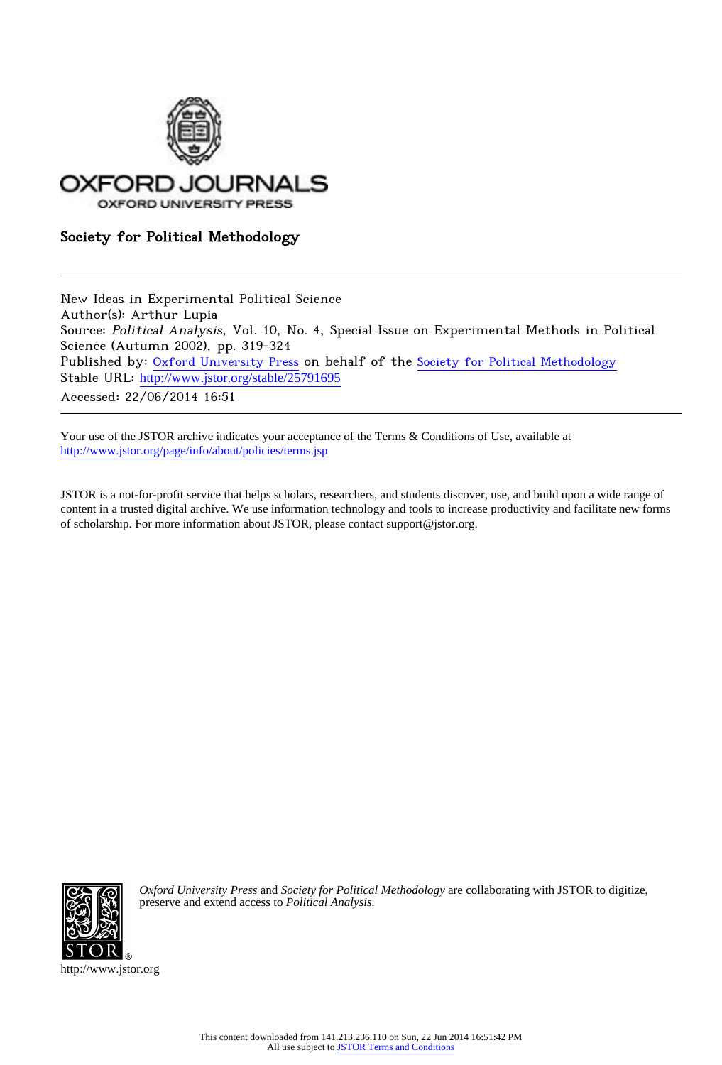Society for Political Methodology

---

New Ideas in Experimental Political Science
Author(s): Arthur Lupia
Source: *Political Analysis*, Vol. 10, No. 4, Special Issue on Experimental Methods in Political Science (Autumn 2002), pp. 319-324
Published by: Oxford University Press on behalf of the Society for Political Methodology
Stable URL: http://www.jstor.org/stable/25791695
Accessed: 22/06/2014 16:51

---

Your use of the JSTOR archive indicates your acceptance of the Terms & Conditions of Use, available at
http://www.jstor.org/page/info/about/policies/terms.jsp

JSTOR is a not-for-profit service that helps scholars, researchers, and students discover, use, and build upon a wide range of content in a trusted digital archive. We use information technology and tools to increase productivity and facilitate new forms of scholarship. For more information about JSTOR, please contact support@jstor.org.

*Oxford University Press* and *Society for Political Methodology* are collaborating with JSTOR to digitize, preserve and extend access to *Political Analysis.*

http://www.jstor.org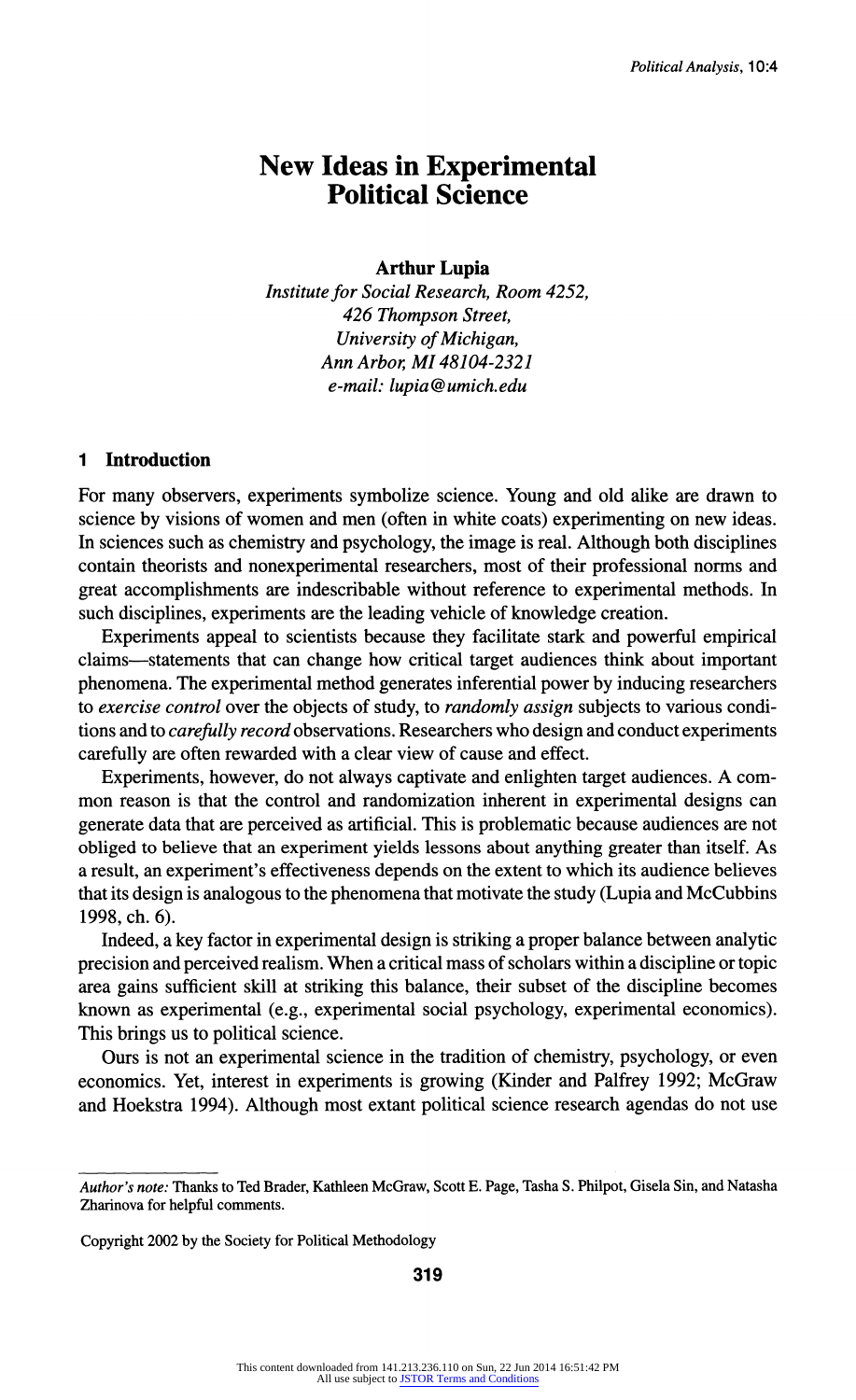# New Ideas in Experimental Political Science

**Arthur Lupia**

*Institute for Social Research, Room 4252,*
*426 Thompson Street,*
*University of Michigan,*
*Ann Arbor, MI 48104-2321*
*e-mail: lupia@umich.edu*

## 1 Introduction

For many observers, experiments symbolize science. Young and old alike are drawn to science by visions of women and men (often in white coats) experimenting on new ideas. In sciences such as chemistry and psychology, the image is real. Although both disciplines contain theorists and nonexperimental researchers, most of their professional norms and great accomplishments are indescribable without reference to experimental methods. In such disciplines, experiments are the leading vehicle of knowledge creation.

Experiments appeal to scientists because they facilitate stark and powerful empirical claims—statements that can change how critical target audiences think about important phenomena. The experimental method generates inferential power by inducing researchers to *exercise control* over the objects of study, to *randomly assign* subjects to various conditions and to *carefully record* observations. Researchers who design and conduct experiments carefully are often rewarded with a clear view of cause and effect.

Experiments, however, do not always captivate and enlighten target audiences. A common reason is that the control and randomization inherent in experimental designs can generate data that are perceived as artificial. This is problematic because audiences are not obliged to believe that an experiment yields lessons about anything greater than itself. As a result, an experiment's effectiveness depends on the extent to which its audience believes that its design is analogous to the phenomena that motivate the study (Lupia and McCubbins 1998, ch. 6).

Indeed, a key factor in experimental design is striking a proper balance between analytic precision and perceived realism. When a critical mass of scholars within a discipline or topic area gains sufficient skill at striking this balance, their subset of the discipline becomes known as experimental (e.g., experimental social psychology, experimental economics). This brings us to political science.

Ours is not an experimental science in the tradition of chemistry, psychology, or even economics. Yet, interest in experiments is growing (Kinder and Palfrey 1992; McGraw and Hoekstra 1994). Although most extant political science research agendas do not use

*Author's note:* Thanks to Ted Brader, Kathleen McGraw, Scott E. Page, Tasha S. Philpot, Gisela Sin, and Natasha Zharinova for helpful comments.

Copyright 2002 by the Society for Political Methodology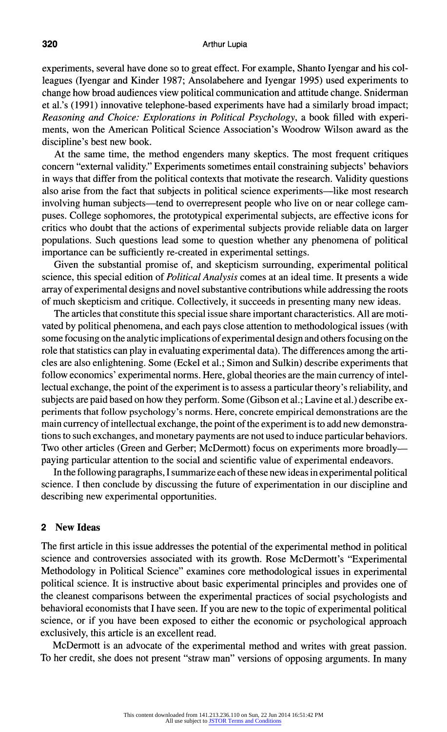experiments, several have done so to great effect. For example, Shanto Iyengar and his colleagues (Iyengar and Kinder 1987; Ansolabehere and Iyengar 1995) used experiments to change how broad audiences view political communication and attitude change. Sniderman et al.'s (1991) innovative telephone-based experiments have had a similarly broad impact; *Reasoning and Choice: Explorations in Political Psychology*, a book filled with experiments, won the American Political Science Association's Woodrow Wilson award as the discipline's best new book.

At the same time, the method engenders many skeptics. The most frequent critiques concern "external validity." Experiments sometimes entail constraining subjects' behaviors in ways that differ from the political contexts that motivate the research. Validity questions also arise from the fact that subjects in political science experiments—like most research involving human subjects—tend to overrepresent people who live on or near college campuses. College sophomores, the prototypical experimental subjects, are effective icons for critics who doubt that the actions of experimental subjects provide reliable data on larger populations. Such questions lead some to question whether any phenomena of political importance can be sufficiently re-created in experimental settings.

Given the substantial promise of, and skepticism surrounding, experimental political science, this special edition of *Political Analysis* comes at an ideal time. It presents a wide array of experimental designs and novel substantive contributions while addressing the roots of much skepticism and critique. Collectively, it succeeds in presenting many new ideas.

The articles that constitute this special issue share important characteristics. All are motivated by political phenomena, and each pays close attention to methodological issues (with some focusing on the analytic implications of experimental design and others focusing on the role that statistics can play in evaluating experimental data). The differences among the articles are also enlightening. Some (Eckel et al.; Simon and Sulkin) describe experiments that follow economics' experimental norms. Here, global theories are the main currency of intellectual exchange, the point of the experiment is to assess a particular theory's reliability, and subjects are paid based on how they perform. Some (Gibson et al.; Lavine et al.) describe experiments that follow psychology's norms. Here, concrete empirical demonstrations are the main currency of intellectual exchange, the point of the experiment is to add new demonstrations to such exchanges, and monetary payments are not used to induce particular behaviors. Two other articles (Green and Gerber; McDermott) focus on experiments more broadly—paying particular attention to the social and scientific value of experimental endeavors.

In the following paragraphs, I summarize each of these new ideas in experimental political science. I then conclude by discussing the future of experimentation in our discipline and describing new experimental opportunities.

## 2 New Ideas

The first article in this issue addresses the potential of the experimental method in political science and controversies associated with its growth. Rose McDermott's "Experimental Methodology in Political Science" examines core methodological issues in experimental political science. It is instructive about basic experimental principles and provides one of the cleanest comparisons between the experimental practices of social psychologists and behavioral economists that I have seen. If you are new to the topic of experimental political science, or if you have been exposed to either the economic or psychological approach exclusively, this article is an excellent read.

McDermott is an advocate of the experimental method and writes with great passion. To her credit, she does not present "straw man" versions of opposing arguments. In many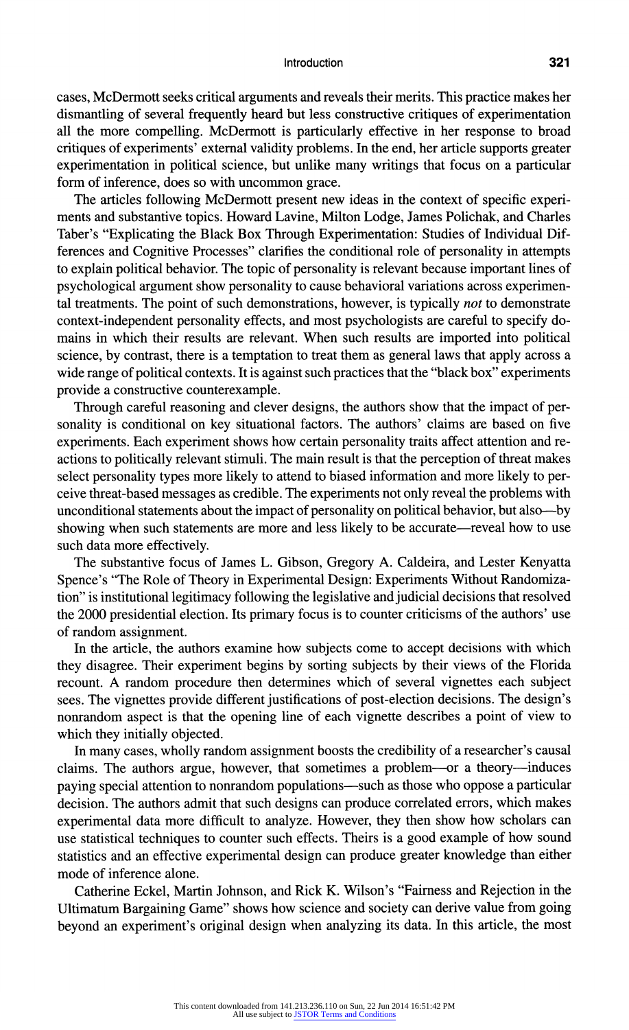cases, McDermott seeks critical arguments and reveals their merits. This practice makes her dismantling of several frequently heard but less constructive critiques of experimentation all the more compelling. McDermott is particularly effective in her response to broad critiques of experiments' external validity problems. In the end, her article supports greater experimentation in political science, but unlike many writings that focus on a particular form of inference, does so with uncommon grace.

The articles following McDermott present new ideas in the context of specific experiments and substantive topics. Howard Lavine, Milton Lodge, James Polichak, and Charles Taber's "Explicating the Black Box Through Experimentation: Studies of Individual Differences and Cognitive Processes" clarifies the conditional role of personality in attempts to explain political behavior. The topic of personality is relevant because important lines of psychological argument show personality to cause behavioral variations across experimental treatments. The point of such demonstrations, however, is typically *not* to demonstrate context-independent personality effects, and most psychologists are careful to specify domains in which their results are relevant. When such results are imported into political science, by contrast, there is a temptation to treat them as general laws that apply across a wide range of political contexts. It is against such practices that the "black box" experiments provide a constructive counterexample.

Through careful reasoning and clever designs, the authors show that the impact of personality is conditional on key situational factors. The authors' claims are based on five experiments. Each experiment shows how certain personality traits affect attention and reactions to politically relevant stimuli. The main result is that the perception of threat makes select personality types more likely to attend to biased information and more likely to perceive threat-based messages as credible. The experiments not only reveal the problems with unconditional statements about the impact of personality on political behavior, but also—by showing when such statements are more and less likely to be accurate—reveal how to use such data more effectively.

The substantive focus of James L. Gibson, Gregory A. Caldeira, and Lester Kenyatta Spence's "The Role of Theory in Experimental Design: Experiments Without Randomization" is institutional legitimacy following the legislative and judicial decisions that resolved the 2000 presidential election. Its primary focus is to counter criticisms of the authors' use of random assignment.

In the article, the authors examine how subjects come to accept decisions with which they disagree. Their experiment begins by sorting subjects by their views of the Florida recount. A random procedure then determines which of several vignettes each subject sees. The vignettes provide different justifications of post-election decisions. The design's nonrandom aspect is that the opening line of each vignette describes a point of view to which they initially objected.

In many cases, wholly random assignment boosts the credibility of a researcher's causal claims. The authors argue, however, that sometimes a problem—or a theory—induces paying special attention to nonrandom populations—such as those who oppose a particular decision. The authors admit that such designs can produce correlated errors, which makes experimental data more difficult to analyze. However, they then show how scholars can use statistical techniques to counter such effects. Theirs is a good example of how sound statistics and an effective experimental design can produce greater knowledge than either mode of inference alone.

Catherine Eckel, Martin Johnson, and Rick K. Wilson's "Fairness and Rejection in the Ultimatum Bargaining Game" shows how science and society can derive value from going beyond an experiment's original design when analyzing its data. In this article, the most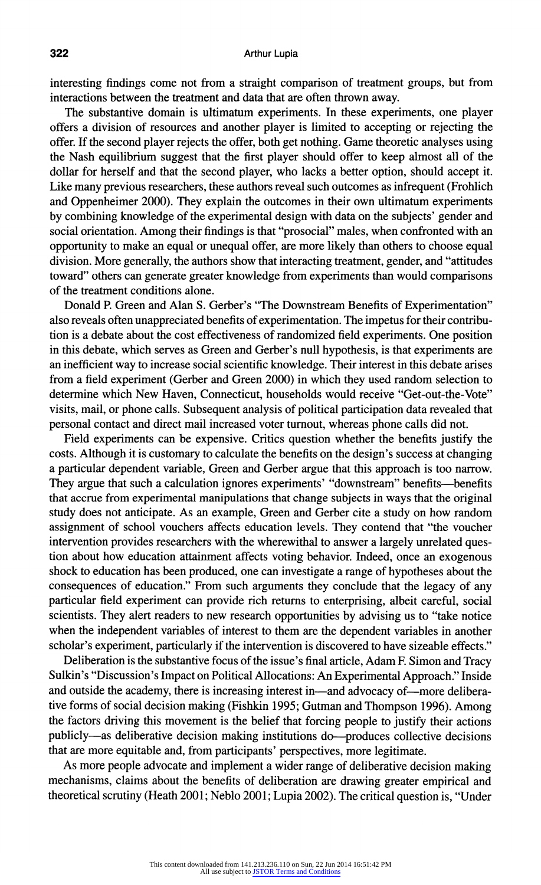interesting findings come not from a straight comparison of treatment groups, but from interactions between the treatment and data that are often thrown away.

The substantive domain is ultimatum experiments. In these experiments, one player offers a division of resources and another player is limited to accepting or rejecting the offer. If the second player rejects the offer, both get nothing. Game theoretic analyses using the Nash equilibrium suggest that the first player should offer to keep almost all of the dollar for herself and that the second player, who lacks a better option, should accept it. Like many previous researchers, these authors reveal such outcomes as infrequent (Frohlich and Oppenheimer 2000). They explain the outcomes in their own ultimatum experiments by combining knowledge of the experimental design with data on the subjects' gender and social orientation. Among their findings is that "prosocial" males, when confronted with an opportunity to make an equal or unequal offer, are more likely than others to choose equal division. More generally, the authors show that interacting treatment, gender, and "attitudes toward" others can generate greater knowledge from experiments than would comparisons of the treatment conditions alone.

Donald P. Green and Alan S. Gerber's "The Downstream Benefits of Experimentation" also reveals often unappreciated benefits of experimentation. The impetus for their contribution is a debate about the cost effectiveness of randomized field experiments. One position in this debate, which serves as Green and Gerber's null hypothesis, is that experiments are an inefficient way to increase social scientific knowledge. Their interest in this debate arises from a field experiment (Gerber and Green 2000) in which they used random selection to determine which New Haven, Connecticut, households would receive "Get-out-the-Vote" visits, mail, or phone calls. Subsequent analysis of political participation data revealed that personal contact and direct mail increased voter turnout, whereas phone calls did not.

Field experiments can be expensive. Critics question whether the benefits justify the costs. Although it is customary to calculate the benefits on the design's success at changing a particular dependent variable, Green and Gerber argue that this approach is too narrow. They argue that such a calculation ignores experiments' "downstream" benefits—benefits that accrue from experimental manipulations that change subjects in ways that the original study does not anticipate. As an example, Green and Gerber cite a study on how random assignment of school vouchers affects education levels. They contend that "the voucher intervention provides researchers with the wherewithal to answer a largely unrelated question about how education attainment affects voting behavior. Indeed, once an exogenous shock to education has been produced, one can investigate a range of hypotheses about the consequences of education." From such arguments they conclude that the legacy of any particular field experiment can provide rich returns to enterprising, albeit careful, social scientists. They alert readers to new research opportunities by advising us to "take notice when the independent variables of interest to them are the dependent variables in another scholar's experiment, particularly if the intervention is discovered to have sizeable effects."

Deliberation is the substantive focus of the issue's final article, Adam F. Simon and Tracy Sulkin's "Discussion's Impact on Political Allocations: An Experimental Approach." Inside and outside the academy, there is increasing interest in—and advocacy of—more deliberative forms of social decision making (Fishkin 1995; Gutman and Thompson 1996). Among the factors driving this movement is the belief that forcing people to justify their actions publicly—as deliberative decision making institutions do—produces collective decisions that are more equitable and, from participants' perspectives, more legitimate.

As more people advocate and implement a wider range of deliberative decision making mechanisms, claims about the benefits of deliberation are drawing greater empirical and theoretical scrutiny (Heath 2001; Neblo 2001; Lupia 2002). The critical question is, "Under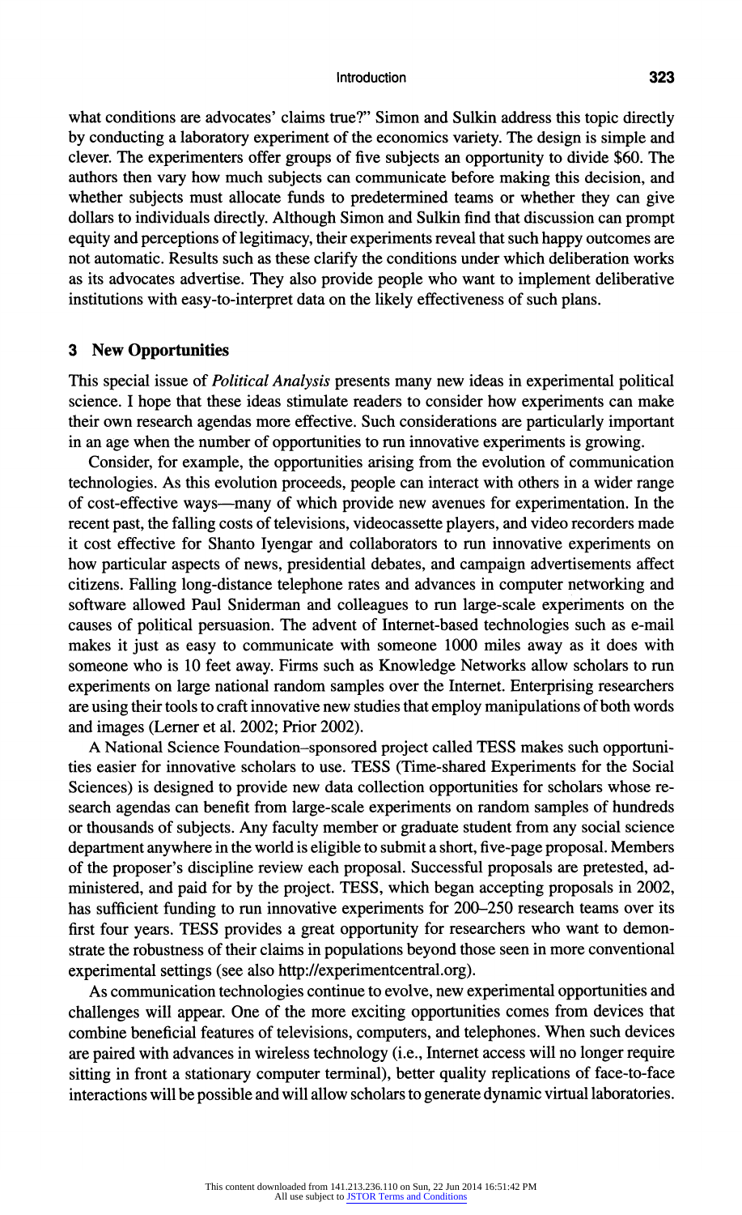what conditions are advocates' claims true?" Simon and Sulkin address this topic directly by conducting a laboratory experiment of the economics variety. The design is simple and clever. The experimenters offer groups of five subjects an opportunity to divide $60. The authors then vary how much subjects can communicate before making this decision, and whether subjects must allocate funds to predetermined teams or whether they can give dollars to individuals directly. Although Simon and Sulkin find that discussion can prompt equity and perceptions of legitimacy, their experiments reveal that such happy outcomes are not automatic. Results such as these clarify the conditions under which deliberation works as its advocates advertise. They also provide people who want to implement deliberative institutions with easy-to-interpret data on the likely effectiveness of such plans.

## 3 New Opportunities

This special issue of *Political Analysis* presents many new ideas in experimental political science. I hope that these ideas stimulate readers to consider how experiments can make their own research agendas more effective. Such considerations are particularly important in an age when the number of opportunities to run innovative experiments is growing.

Consider, for example, the opportunities arising from the evolution of communication technologies. As this evolution proceeds, people can interact with others in a wider range of cost-effective ways—many of which provide new avenues for experimentation. In the recent past, the falling costs of televisions, videocassette players, and video recorders made it cost effective for Shanto Iyengar and collaborators to run innovative experiments on how particular aspects of news, presidential debates, and campaign advertisements affect citizens. Falling long-distance telephone rates and advances in computer networking and software allowed Paul Sniderman and colleagues to run large-scale experiments on the causes of political persuasion. The advent of Internet-based technologies such as e-mail makes it just as easy to communicate with someone 1000 miles away as it does with someone who is 10 feet away. Firms such as Knowledge Networks allow scholars to run experiments on large national random samples over the Internet. Enterprising researchers are using their tools to craft innovative new studies that employ manipulations of both words and images (Lerner et al. 2002; Prior 2002).

A National Science Foundation–sponsored project called TESS makes such opportunities easier for innovative scholars to use. TESS (Time-shared Experiments for the Social Sciences) is designed to provide new data collection opportunities for scholars whose research agendas can benefit from large-scale experiments on random samples of hundreds or thousands of subjects. Any faculty member or graduate student from any social science department anywhere in the world is eligible to submit a short, five-page proposal. Members of the proposer's discipline review each proposal. Successful proposals are pretested, administered, and paid for by the project. TESS, which began accepting proposals in 2002, has sufficient funding to run innovative experiments for 200–250 research teams over its first four years. TESS provides a great opportunity for researchers who want to demonstrate the robustness of their claims in populations beyond those seen in more conventional experimental settings (see also http://experimentcentral.org).

As communication technologies continue to evolve, new experimental opportunities and challenges will appear. One of the more exciting opportunities comes from devices that combine beneficial features of televisions, computers, and telephones. When such devices are paired with advances in wireless technology (i.e., Internet access will no longer require sitting in front a stationary computer terminal), better quality replications of face-to-face interactions will be possible and will allow scholars to generate dynamic virtual laboratories.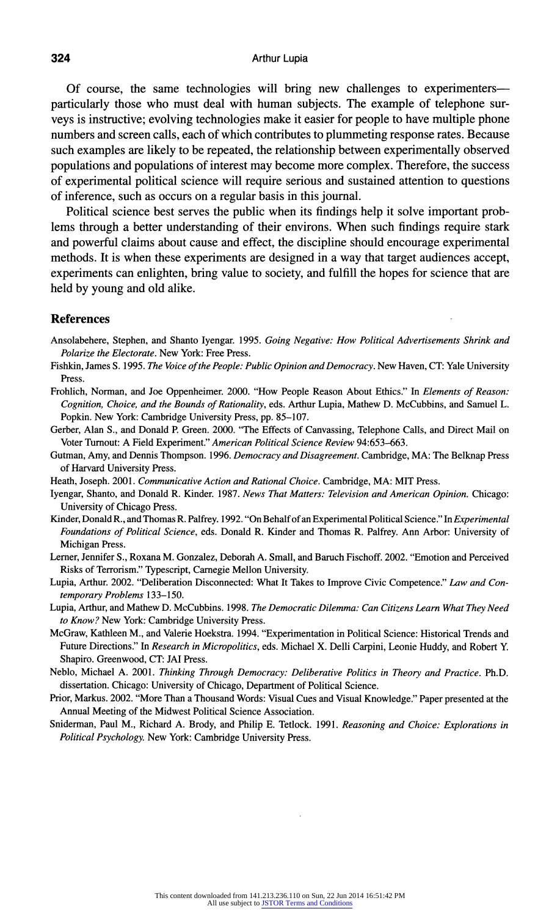Of course, the same technologies will bring new challenges to experimenters—particularly those who must deal with human subjects. The example of telephone surveys is instructive; evolving technologies make it easier for people to have multiple phone numbers and screen calls, each of which contributes to plummeting response rates. Because such examples are likely to be repeated, the relationship between experimentally observed populations and populations of interest may become more complex. Therefore, the success of experimental political science will require serious and sustained attention to questions of inference, such as occurs on a regular basis in this journal.

Political science best serves the public when its findings help it solve important problems through a better understanding of their environs. When such findings require stark and powerful claims about cause and effect, the discipline should encourage experimental methods. It is when these experiments are designed in a way that target audiences accept, experiments can enlighten, bring value to society, and fulfill the hopes for science that are held by young and old alike.

## References

Ansolabehere, Stephen, and Shanto Iyengar. 1995. *Going Negative: How Political Advertisements Shrink and Polarize the Electorate*. New York: Free Press.

Fishkin, James S. 1995. *The Voice of the People: Public Opinion and Democracy*. New Haven, CT: Yale University Press.

Frohlich, Norman, and Joe Oppenheimer. 2000. "How People Reason About Ethics." In *Elements of Reason: Cognition, Choice, and the Bounds of Rationality*, eds. Arthur Lupia, Mathew D. McCubbins, and Samuel L. Popkin. New York: Cambridge University Press, pp. 85–107.

Gerber, Alan S., and Donald P. Green. 2000. "The Effects of Canvassing, Telephone Calls, and Direct Mail on Voter Turnout: A Field Experiment." *American Political Science Review* 94:653–663.

Gutman, Amy, and Dennis Thompson. 1996. *Democracy and Disagreement*. Cambridge, MA: The Belknap Press of Harvard University Press.

Heath, Joseph. 2001. *Communicative Action and Rational Choice*. Cambridge, MA: MIT Press.

Iyengar, Shanto, and Donald R. Kinder. 1987. *News That Matters: Television and American Opinion*. Chicago: University of Chicago Press.

Kinder, Donald R., and Thomas R. Palfrey. 1992. "On Behalf of an Experimental Political Science." In *Experimental Foundations of Political Science*, eds. Donald R. Kinder and Thomas R. Palfrey. Ann Arbor: University of Michigan Press.

Lerner, Jennifer S., Roxana M. Gonzalez, Deborah A. Small, and Baruch Fischoff. 2002. "Emotion and Perceived Risks of Terrorism." Typescript, Carnegie Mellon University.

Lupia, Arthur. 2002. "Deliberation Disconnected: What It Takes to Improve Civic Competence." *Law and Contemporary Problems* 133–150.

Lupia, Arthur, and Mathew D. McCubbins. 1998. *The Democratic Dilemma: Can Citizens Learn What They Need to Know?* New York: Cambridge University Press.

McGraw, Kathleen M., and Valerie Hoekstra. 1994. "Experimentation in Political Science: Historical Trends and Future Directions." In *Research in Micropolitics*, eds. Michael X. Delli Carpini, Leonie Huddy, and Robert Y. Shapiro. Greenwood, CT: JAI Press.

Neblo, Michael A. 2001. *Thinking Through Democracy: Deliberative Politics in Theory and Practice*. Ph.D. dissertation. Chicago: University of Chicago, Department of Political Science.

Prior, Markus. 2002. "More Than a Thousand Words: Visual Cues and Visual Knowledge." Paper presented at the Annual Meeting of the Midwest Political Science Association.

Sniderman, Paul M., Richard A. Brody, and Philip E. Tetlock. 1991. *Reasoning and Choice: Explorations in Political Psychology*. New York: Cambridge University Press.